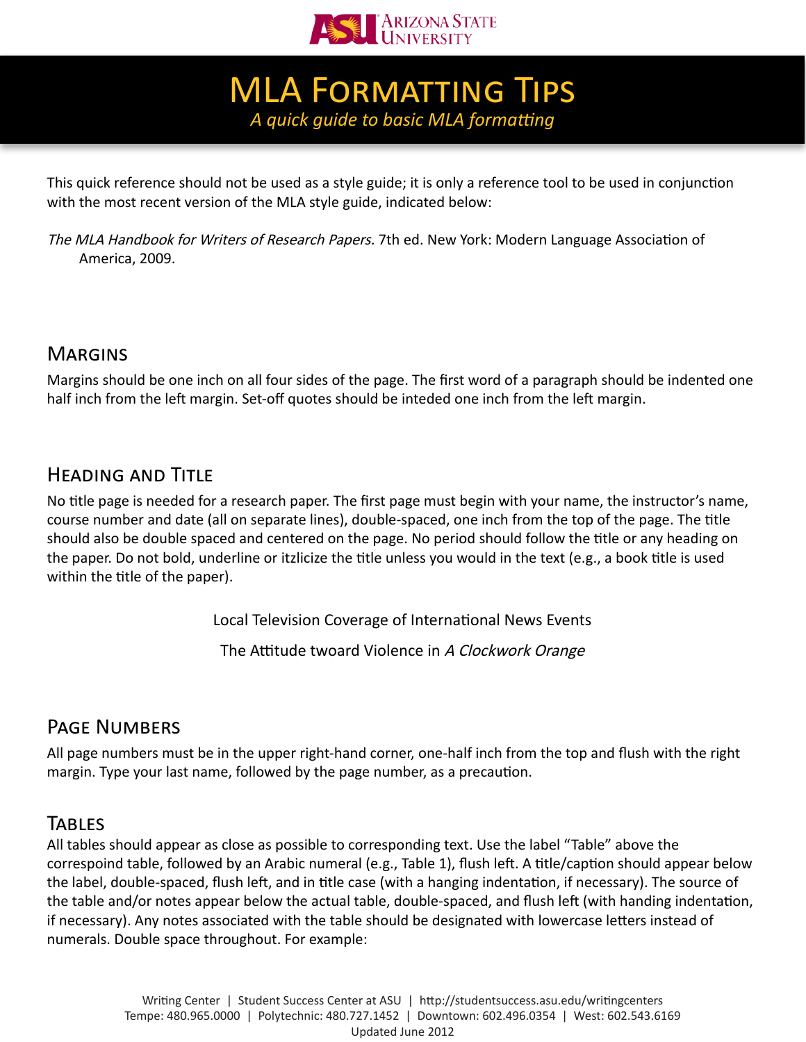# MLA Formatting Tips

*A quick guide to basic MLA formatting*

This quick reference should not be used as a style guide; it is only a reference tool to be used in conjunction with the most recent version of the MLA style guide, indicated below:

*The MLA Handbook for Writers of Research Papers.* 7th ed. New York: Modern Language Association of America, 2009.

## Margins

Margins should be one inch on all four sides of the page. The first word of a paragraph should be indented one half inch from the left margin. Set-off quotes should be inteded one inch from the left margin.

## Heading and Title

No title page is needed for a research paper. The first page must begin with your name, the instructor's name, course number and date (all on separate lines), double-spaced, one inch from the top of the page. The title should also be double spaced and centered on the page. No period should follow the title or any heading on the paper. Do not bold, underline or itzlicize the title unless you would in the text (e.g., a book title is used within the title of the paper).

Local Television Coverage of International News Events

The Attitude twoard Violence in *A Clockwork Orange*

## Page Numbers

All page numbers must be in the upper right-hand corner, one-half inch from the top and flush with the right margin. Type your last name, followed by the page number, as a precaution.

## Tables

All tables should appear as close as possible to corresponding text. Use the label "Table" above the correspoind table, followed by an Arabic numeral (e.g., Table 1), flush left. A title/caption should appear below the label, double-spaced, flush left, and in title case (with a hanging indentation, if necessary). The source of the table and/or notes appear below the actual table, double-spaced, and flush left (with handing indentation, if necessary). Any notes associated with the table should be designated with lowercase letters instead of numerals. Double space throughout. For example:

Writing Center | Student Success Center at ASU | http://studentsuccess.asu.edu/writingcenters
Tempe: 480.965.0000 | Polytechnic: 480.727.1452 | Downtown: 602.496.0354 | West: 602.543.6169
Updated June 2012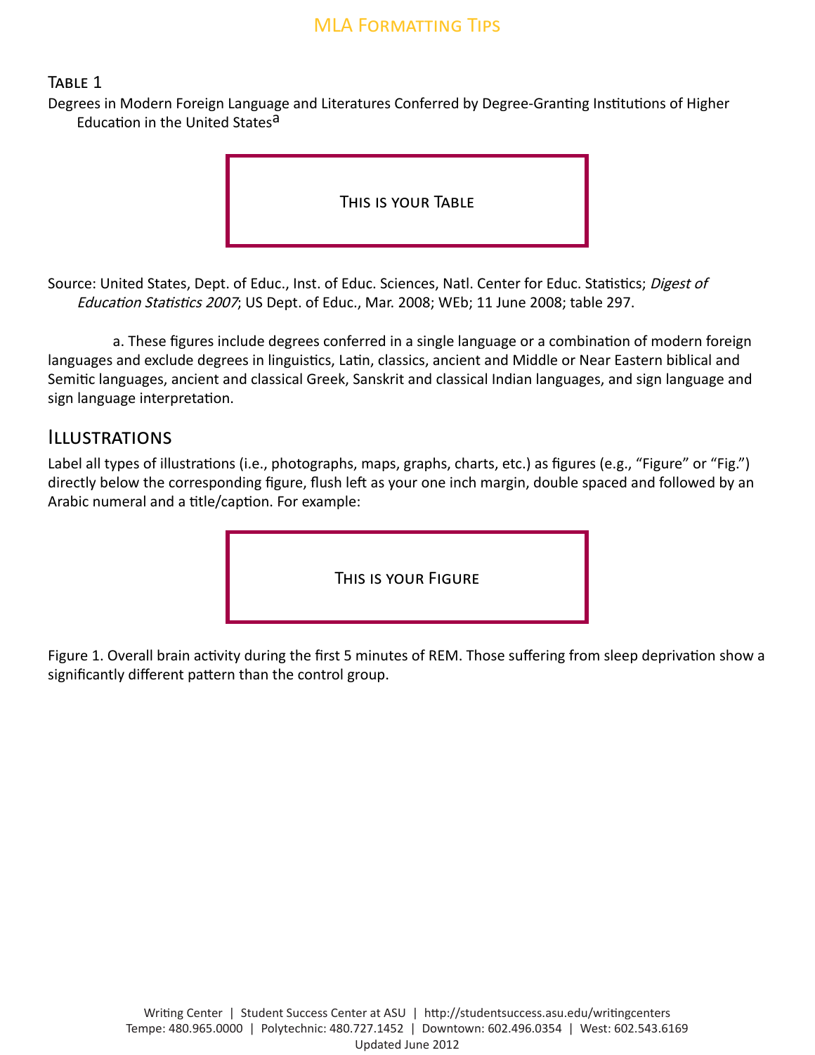Table 1

Degrees in Modern Foreign Language and Literatures Conferred by Degree-Granting Institutions of Higher Education in the United States[a]

This is your Table

Source: United States, Dept. of Educ., Inst. of Educ. Sciences, Natl. Center for Educ. Statistics; *Digest of Education Statistics 2007*; US Dept. of Educ., Mar. 2008; WEb; 11 June 2008; table 297.

a. These figures include degrees conferred in a single language or a combination of modern foreign languages and exclude degrees in linguistics, Latin, classics, ancient and Middle or Near Eastern biblical and Semitic languages, ancient and classical Greek, Sanskrit and classical Indian languages, and sign language and sign language interpretation.

## Illustrations

Label all types of illustrations (i.e., photographs, maps, graphs, charts, etc.) as figures (e.g., "Figure" or "Fig.") directly below the corresponding figure, flush left as your one inch margin, double spaced and followed by an Arabic numeral and a title/caption. For example:

This is your Figure

Figure 1. Overall brain activity during the first 5 minutes of REM. Those suffering from sleep deprivation show a significantly different pattern than the control group.